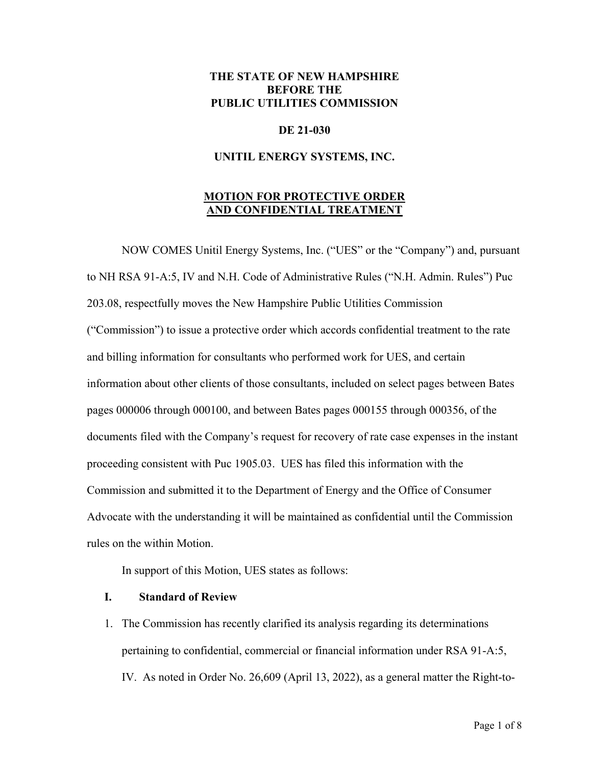**THE STATE OF NEW HAMPSHIRE**
**BEFORE THE**
**PUBLIC UTILITIES COMMISSION**

**DE 21-030**

**UNITIL ENERGY SYSTEMS, INC.**

# MOTION FOR PROTECTIVE ORDER AND CONFIDENTIAL TREATMENT

NOW COMES Unitil Energy Systems, Inc. ("UES" or the "Company") and, pursuant to NH RSA 91-A:5, IV and N.H. Code of Administrative Rules ("N.H. Admin. Rules") Puc 203.08, respectfully moves the New Hampshire Public Utilities Commission ("Commission") to issue a protective order which accords confidential treatment to the rate and billing information for consultants who performed work for UES, and certain information about other clients of those consultants, included on select pages between Bates pages 000006 through 000100, and between Bates pages 000155 through 000356, of the documents filed with the Company's request for recovery of rate case expenses in the instant proceeding consistent with Puc 1905.03. UES has filed this information with the Commission and submitted it to the Department of Energy and the Office of Consumer Advocate with the understanding it will be maintained as confidential until the Commission rules on the within Motion.

In support of this Motion, UES states as follows:

## I. Standard of Review

1. The Commission has recently clarified its analysis regarding its determinations pertaining to confidential, commercial or financial information under RSA 91-A:5, IV. As noted in Order No. 26,609 (April 13, 2022), as a general matter the Right-to-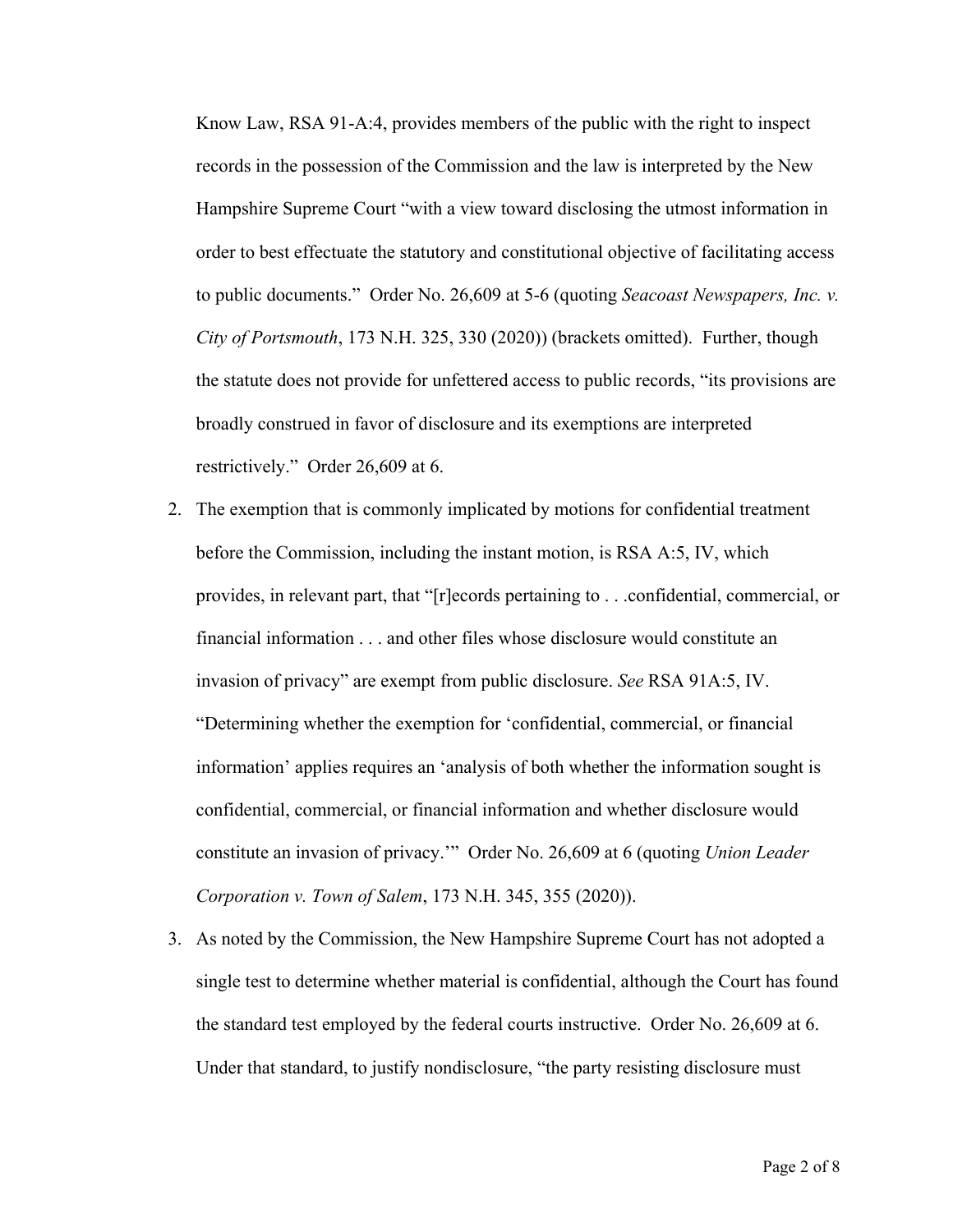Know Law, RSA 91-A:4, provides members of the public with the right to inspect records in the possession of the Commission and the law is interpreted by the New Hampshire Supreme Court "with a view toward disclosing the utmost information in order to best effectuate the statutory and constitutional objective of facilitating access to public documents." Order No. 26,609 at 5-6 (quoting *Seacoast Newspapers, Inc. v. City of Portsmouth*, 173 N.H. 325, 330 (2020)) (brackets omitted). Further, though the statute does not provide for unfettered access to public records, "its provisions are broadly construed in favor of disclosure and its exemptions are interpreted restrictively." Order 26,609 at 6.

2. The exemption that is commonly implicated by motions for confidential treatment before the Commission, including the instant motion, is RSA A:5, IV, which provides, in relevant part, that "[r]ecords pertaining to . . .confidential, commercial, or financial information . . . and other files whose disclosure would constitute an invasion of privacy" are exempt from public disclosure. *See* RSA 91A:5, IV. "Determining whether the exemption for 'confidential, commercial, or financial information' applies requires an 'analysis of both whether the information sought is confidential, commercial, or financial information and whether disclosure would constitute an invasion of privacy.'" Order No. 26,609 at 6 (quoting *Union Leader Corporation v. Town of Salem*, 173 N.H. 345, 355 (2020)).

3. As noted by the Commission, the New Hampshire Supreme Court has not adopted a single test to determine whether material is confidential, although the Court has found the standard test employed by the federal courts instructive. Order No. 26,609 at 6. Under that standard, to justify nondisclosure, "the party resisting disclosure must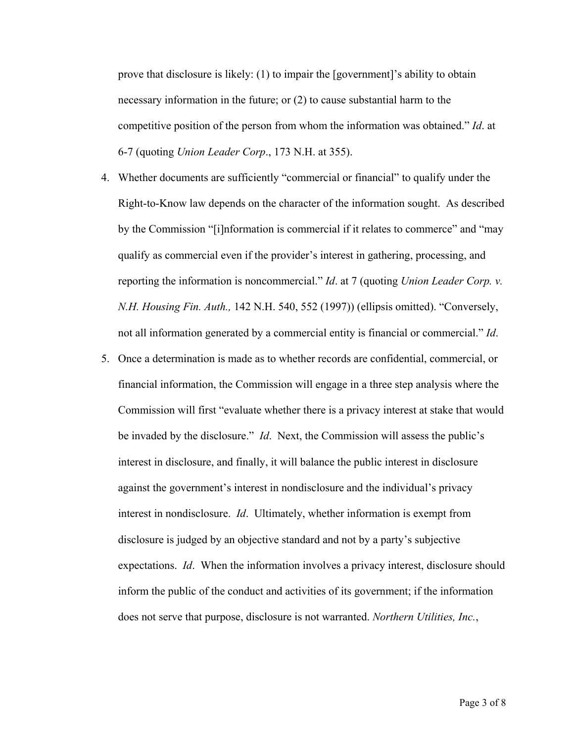prove that disclosure is likely: (1) to impair the [government]'s ability to obtain necessary information in the future; or (2) to cause substantial harm to the competitive position of the person from whom the information was obtained." *Id*. at 6-7 (quoting *Union Leader Corp*., 173 N.H. at 355).

4. Whether documents are sufficiently "commercial or financial" to qualify under the Right-to-Know law depends on the character of the information sought. As described by the Commission "[i]nformation is commercial if it relates to commerce" and "may qualify as commercial even if the provider's interest in gathering, processing, and reporting the information is noncommercial." *Id*. at 7 (quoting *Union Leader Corp. v. N.H. Housing Fin. Auth.,* 142 N.H. 540, 552 (1997)) (ellipsis omitted). "Conversely, not all information generated by a commercial entity is financial or commercial." *Id*.

5. Once a determination is made as to whether records are confidential, commercial, or financial information, the Commission will engage in a three step analysis where the Commission will first "evaluate whether there is a privacy interest at stake that would be invaded by the disclosure." *Id*. Next, the Commission will assess the public's interest in disclosure, and finally, it will balance the public interest in disclosure against the government's interest in nondisclosure and the individual's privacy interest in nondisclosure. *Id*. Ultimately, whether information is exempt from disclosure is judged by an objective standard and not by a party's subjective expectations. *Id*. When the information involves a privacy interest, disclosure should inform the public of the conduct and activities of its government; if the information does not serve that purpose, disclosure is not warranted. *Northern Utilities, Inc.*,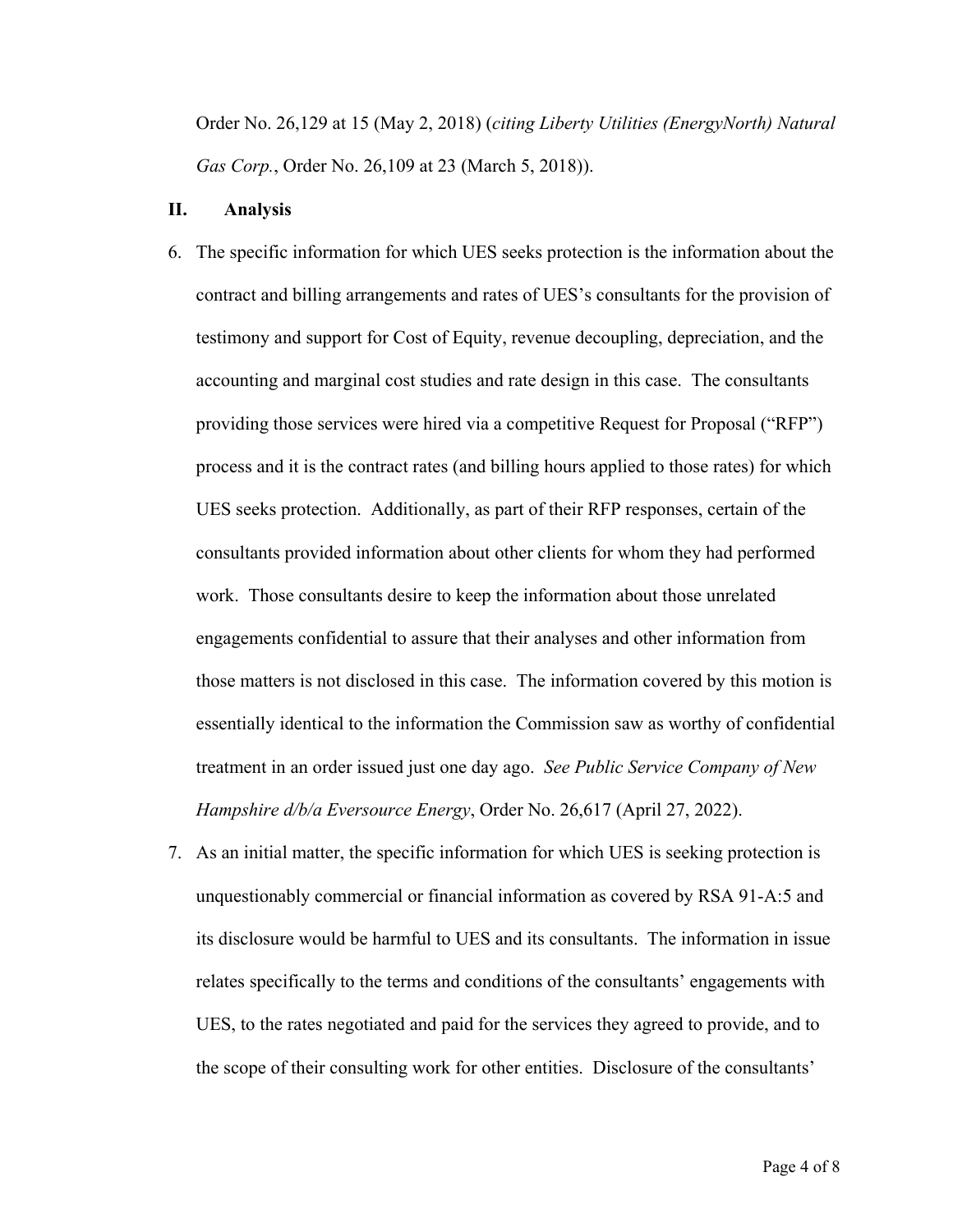Order No. 26,129 at 15 (May 2, 2018) (*citing Liberty Utilities (EnergyNorth) Natural Gas Corp.*, Order No. 26,109 at 23 (March 5, 2018)).

## II. Analysis

6. The specific information for which UES seeks protection is the information about the contract and billing arrangements and rates of UES's consultants for the provision of testimony and support for Cost of Equity, revenue decoupling, depreciation, and the accounting and marginal cost studies and rate design in this case. The consultants providing those services were hired via a competitive Request for Proposal ("RFP") process and it is the contract rates (and billing hours applied to those rates) for which UES seeks protection. Additionally, as part of their RFP responses, certain of the consultants provided information about other clients for whom they had performed work. Those consultants desire to keep the information about those unrelated engagements confidential to assure that their analyses and other information from those matters is not disclosed in this case. The information covered by this motion is essentially identical to the information the Commission saw as worthy of confidential treatment in an order issued just one day ago. *See Public Service Company of New Hampshire d/b/a Eversource Energy*, Order No. 26,617 (April 27, 2022).

7. As an initial matter, the specific information for which UES is seeking protection is unquestionably commercial or financial information as covered by RSA 91-A:5 and its disclosure would be harmful to UES and its consultants. The information in issue relates specifically to the terms and conditions of the consultants' engagements with UES, to the rates negotiated and paid for the services they agreed to provide, and to the scope of their consulting work for other entities. Disclosure of the consultants'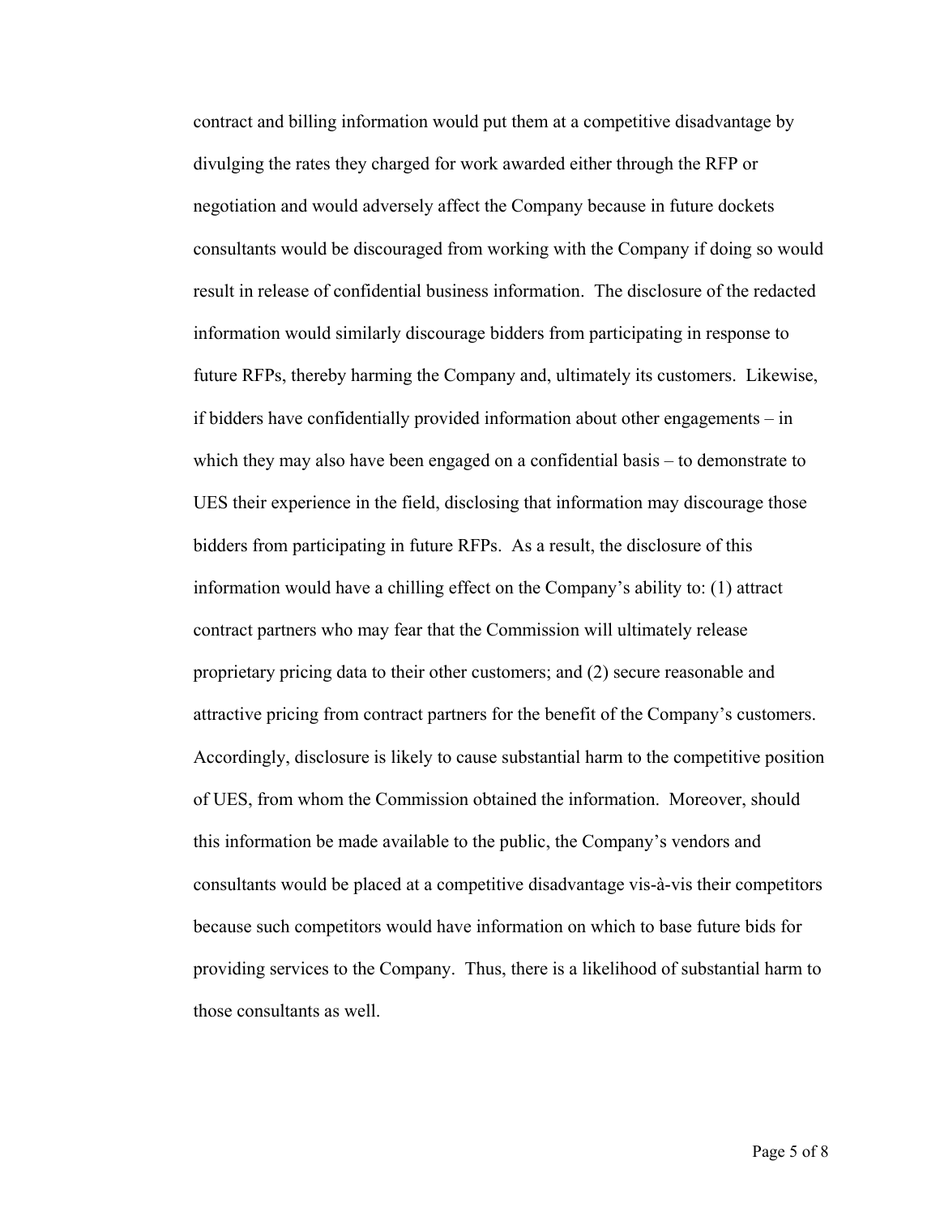contract and billing information would put them at a competitive disadvantage by divulging the rates they charged for work awarded either through the RFP or negotiation and would adversely affect the Company because in future dockets consultants would be discouraged from working with the Company if doing so would result in release of confidential business information. The disclosure of the redacted information would similarly discourage bidders from participating in response to future RFPs, thereby harming the Company and, ultimately its customers. Likewise, if bidders have confidentially provided information about other engagements – in which they may also have been engaged on a confidential basis – to demonstrate to UES their experience in the field, disclosing that information may discourage those bidders from participating in future RFPs. As a result, the disclosure of this information would have a chilling effect on the Company's ability to: (1) attract contract partners who may fear that the Commission will ultimately release proprietary pricing data to their other customers; and (2) secure reasonable and attractive pricing from contract partners for the benefit of the Company's customers. Accordingly, disclosure is likely to cause substantial harm to the competitive position of UES, from whom the Commission obtained the information. Moreover, should this information be made available to the public, the Company's vendors and consultants would be placed at a competitive disadvantage vis-à-vis their competitors because such competitors would have information on which to base future bids for providing services to the Company. Thus, there is a likelihood of substantial harm to those consultants as well.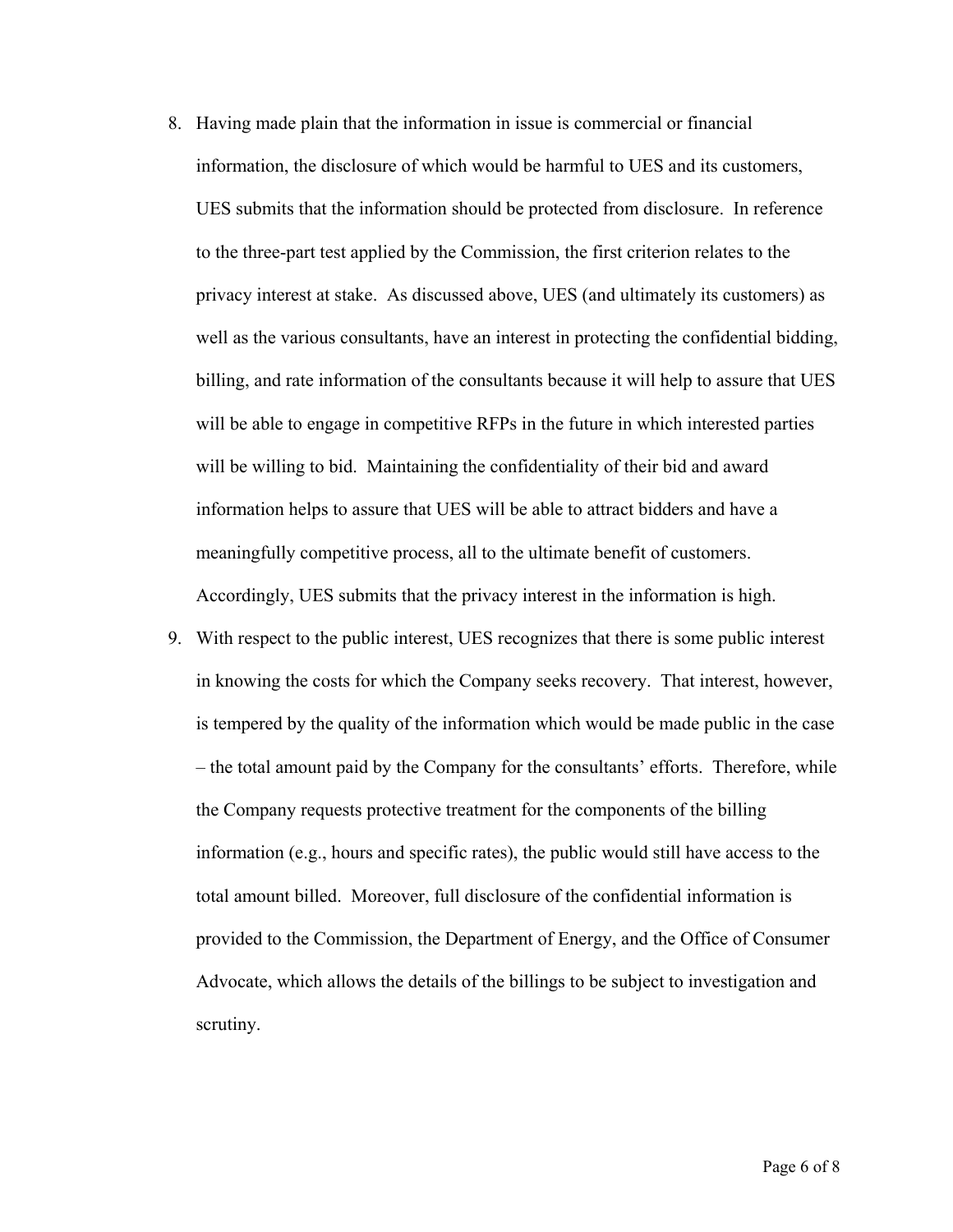8. Having made plain that the information in issue is commercial or financial information, the disclosure of which would be harmful to UES and its customers, UES submits that the information should be protected from disclosure. In reference to the three-part test applied by the Commission, the first criterion relates to the privacy interest at stake. As discussed above, UES (and ultimately its customers) as well as the various consultants, have an interest in protecting the confidential bidding, billing, and rate information of the consultants because it will help to assure that UES will be able to engage in competitive RFPs in the future in which interested parties will be willing to bid. Maintaining the confidentiality of their bid and award information helps to assure that UES will be able to attract bidders and have a meaningfully competitive process, all to the ultimate benefit of customers. Accordingly, UES submits that the privacy interest in the information is high.

9. With respect to the public interest, UES recognizes that there is some public interest in knowing the costs for which the Company seeks recovery. That interest, however, is tempered by the quality of the information which would be made public in the case – the total amount paid by the Company for the consultants' efforts. Therefore, while the Company requests protective treatment for the components of the billing information (e.g., hours and specific rates), the public would still have access to the total amount billed. Moreover, full disclosure of the confidential information is provided to the Commission, the Department of Energy, and the Office of Consumer Advocate, which allows the details of the billings to be subject to investigation and scrutiny.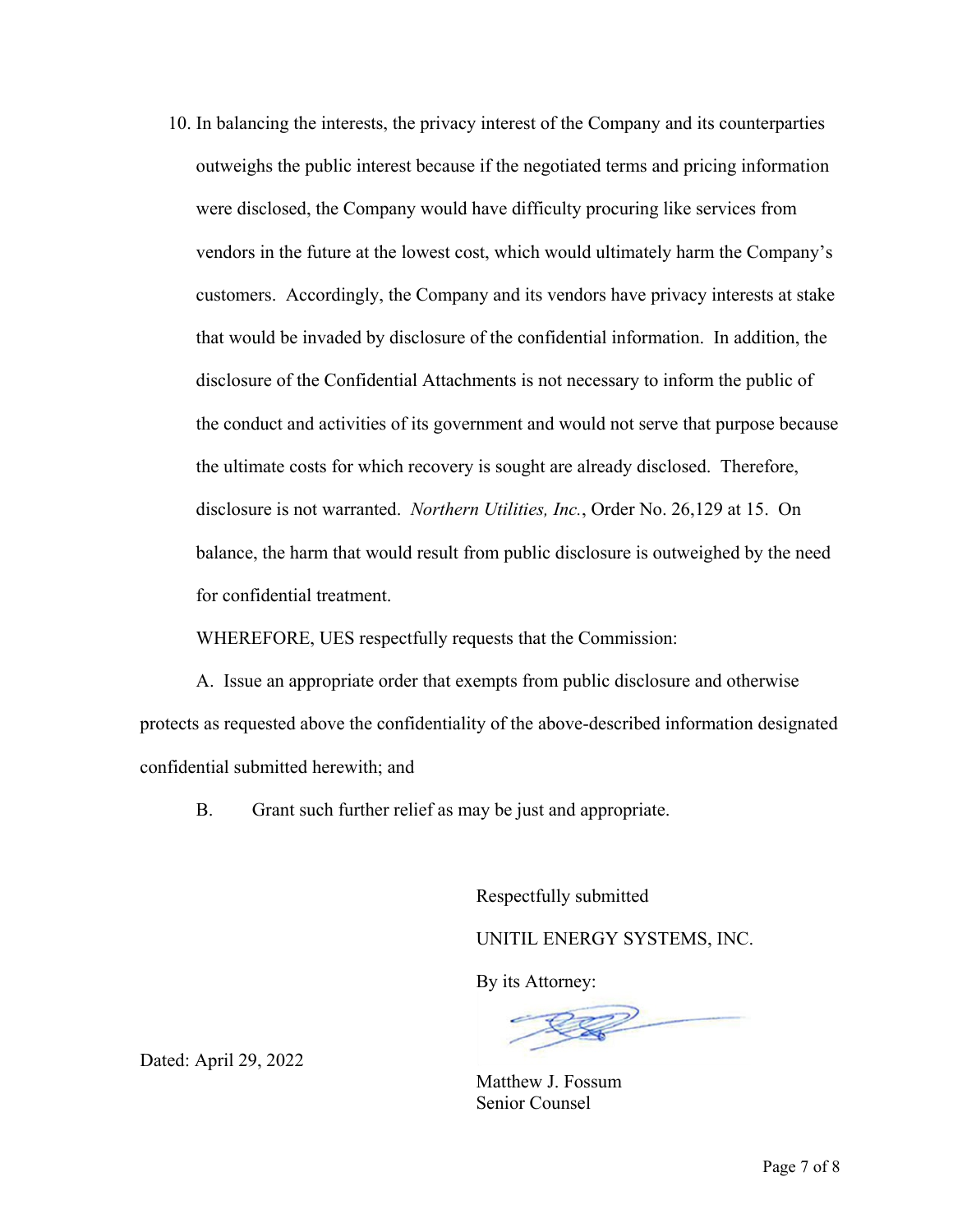10. In balancing the interests, the privacy interest of the Company and its counterparties outweighs the public interest because if the negotiated terms and pricing information were disclosed, the Company would have difficulty procuring like services from vendors in the future at the lowest cost, which would ultimately harm the Company's customers. Accordingly, the Company and its vendors have privacy interests at stake that would be invaded by disclosure of the confidential information. In addition, the disclosure of the Confidential Attachments is not necessary to inform the public of the conduct and activities of its government and would not serve that purpose because the ultimate costs for which recovery is sought are already disclosed. Therefore, disclosure is not warranted. *Northern Utilities, Inc.*, Order No. 26,129 at 15. On balance, the harm that would result from public disclosure is outweighed by the need for confidential treatment.

WHEREFORE, UES respectfully requests that the Commission:

A. Issue an appropriate order that exempts from public disclosure and otherwise protects as requested above the confidentiality of the above-described information designated confidential submitted herewith; and

B. Grant such further relief as may be just and appropriate.

Respectfully submitted

UNITIL ENERGY SYSTEMS, INC.

By its Attorney:

Dated: April 29, 2022

Matthew J. Fossum
Senior Counsel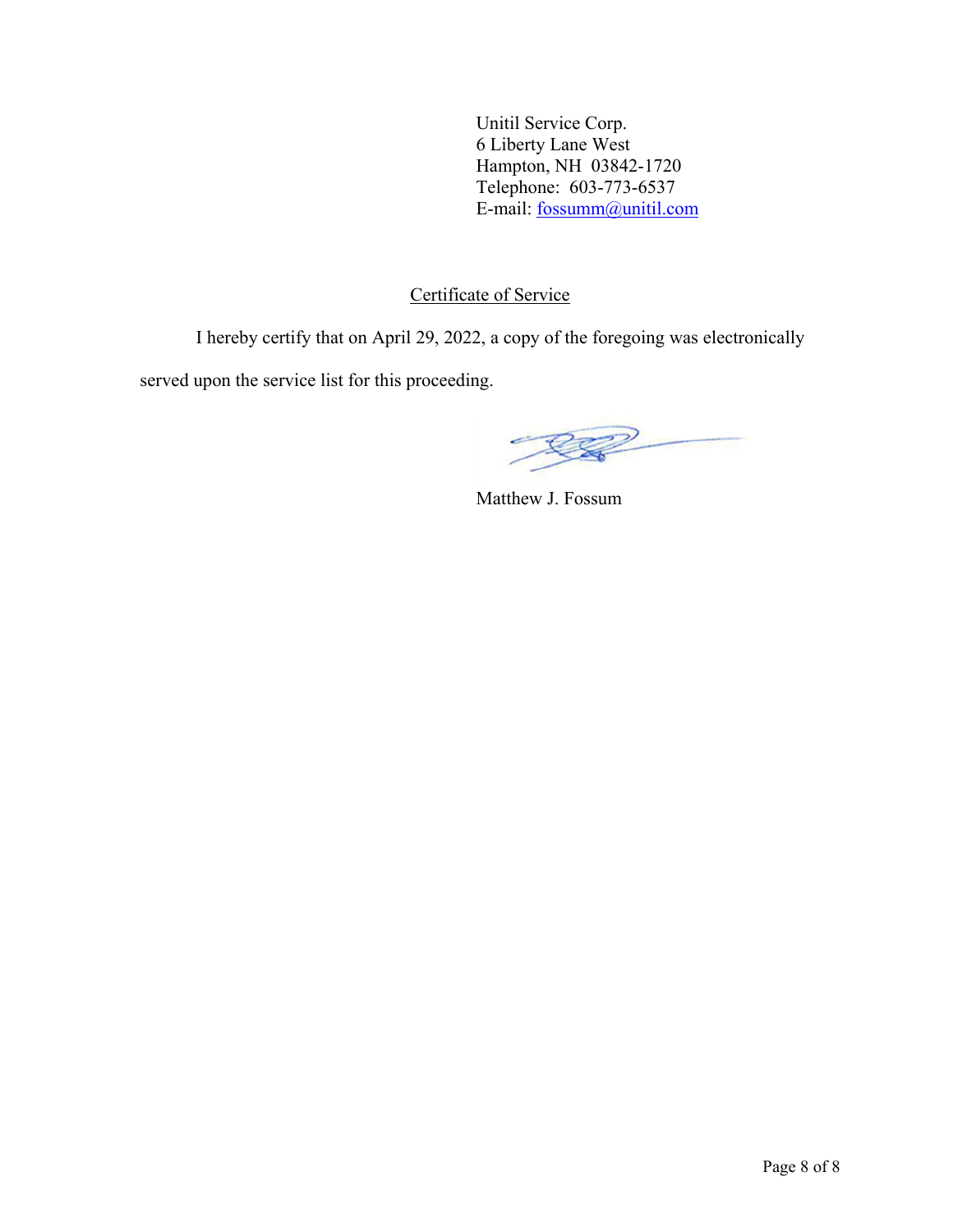Unitil Service Corp.
6 Liberty Lane West
Hampton, NH 03842-1720
Telephone: 603-773-6537
E-mail: fossumm@unitil.com

Certificate of Service

I hereby certify that on April 29, 2022, a copy of the foregoing was electronically served upon the service list for this proceeding.

Matthew J. Fossum